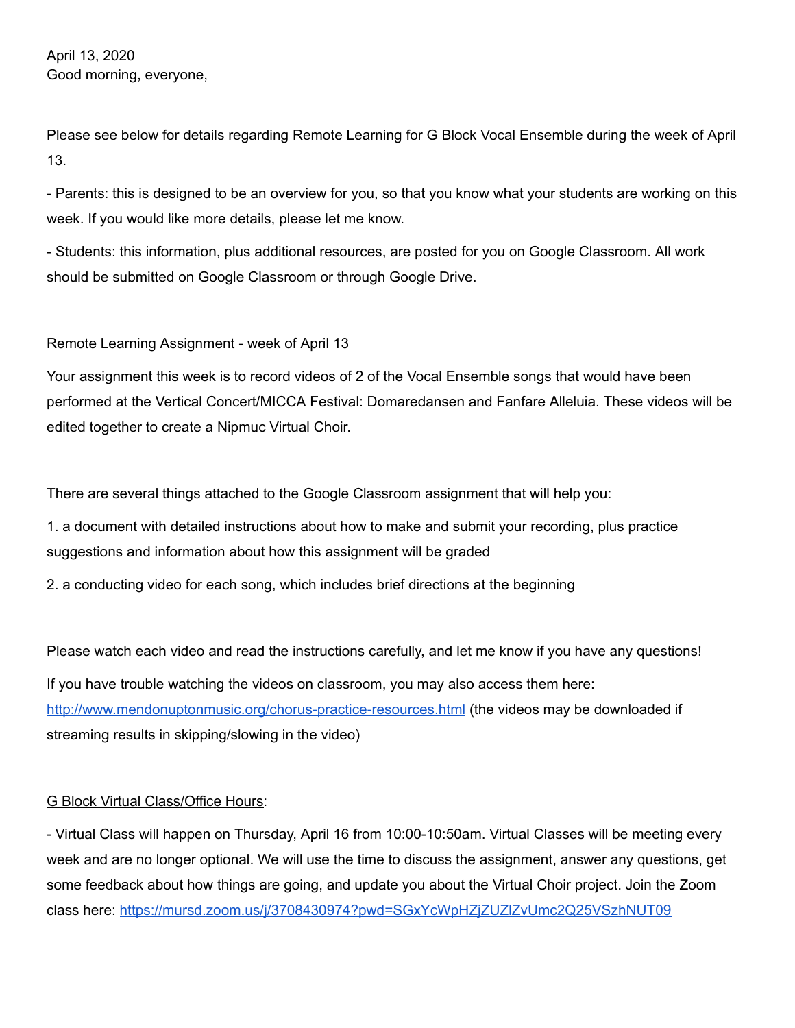April 13, 2020
Good morning, everyone,

Please see below for details regarding Remote Learning for G Block Vocal Ensemble during the week of April 13.

- Parents: this is designed to be an overview for you, so that you know what your students are working on this week. If you would like more details, please let me know.

- Students: this information, plus additional resources, are posted for you on Google Classroom. All work should be submitted on Google Classroom or through Google Drive.

<u>Remote Learning Assignment - week of April 13</u>

Your assignment this week is to record videos of 2 of the Vocal Ensemble songs that would have been performed at the Vertical Concert/MICCA Festival: Domaredansen and Fanfare Alleluia. These videos will be edited together to create a Nipmuc Virtual Choir.

There are several things attached to the Google Classroom assignment that will help you:

1. a document with detailed instructions about how to make and submit your recording, plus practice suggestions and information about how this assignment will be graded

2. a conducting video for each song, which includes brief directions at the beginning

Please watch each video and read the instructions carefully, and let me know if you have any questions!

If you have trouble watching the videos on classroom, you may also access them here: [http://www.mendonuptonmusic.org/chorus-practice-resources.html](http://www.mendonuptonmusic.org/chorus-practice-resources.html) (the videos may be downloaded if streaming results in skipping/slowing in the video)

<u>G Block Virtual Class/Office Hours</u>:

- Virtual Class will happen on Thursday, April 16 from 10:00-10:50am. Virtual Classes will be meeting every week and are no longer optional. We will use the time to discuss the assignment, answer any questions, get some feedback about how things are going, and update you about the Virtual Choir project. Join the Zoom class here: [https://mursd.zoom.us/j/3708430974?pwd=SGxYcWpHZjZUZlZvUmc2Q25VSzhNUT09](https://mursd.zoom.us/j/3708430974?pwd=SGxYcWpHZjZUZlZvUmc2Q25VSzhNUT09)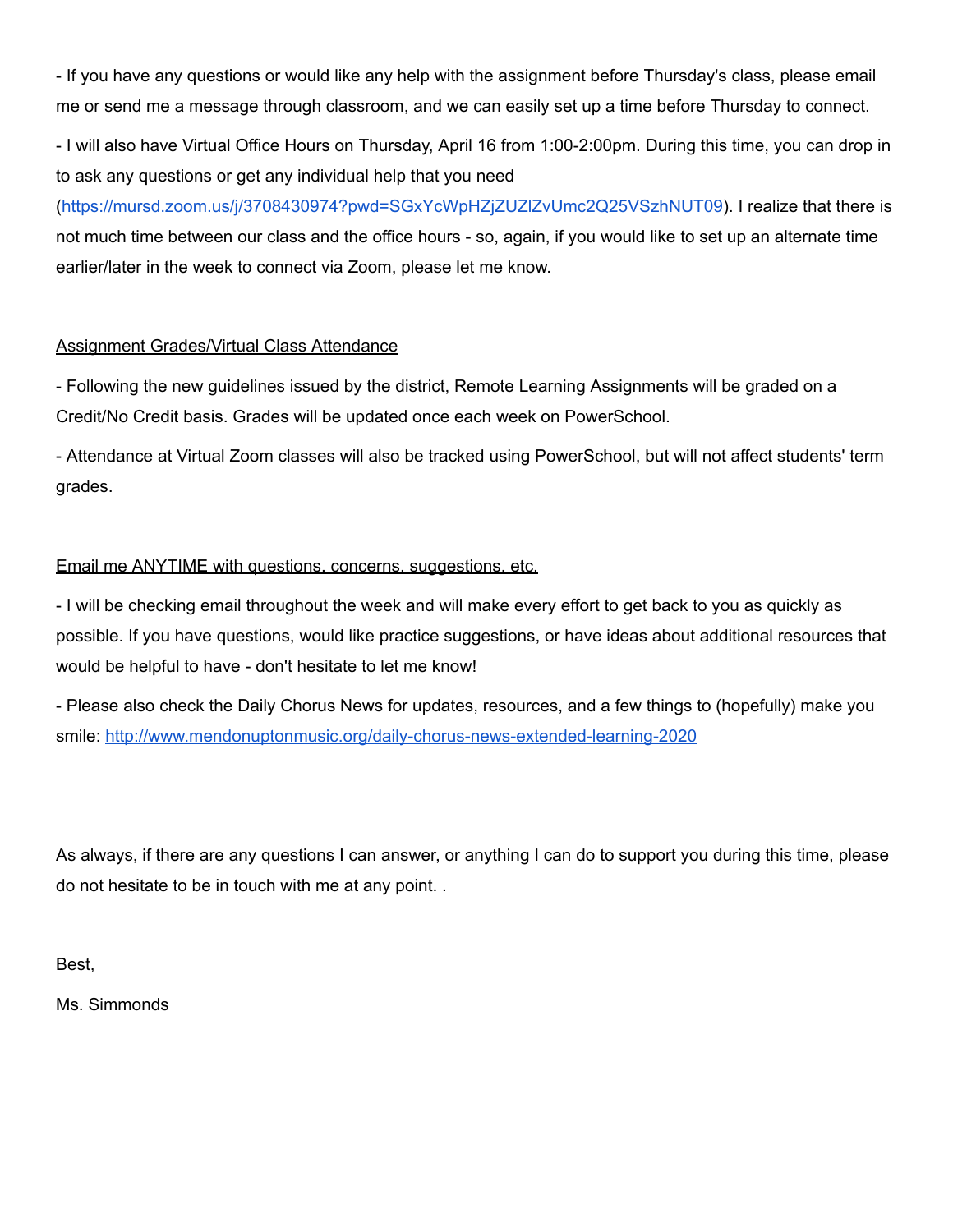- If you have any questions or would like any help with the assignment before Thursday's class, please email me or send me a message through classroom, and we can easily set up a time before Thursday to connect.

- I will also have Virtual Office Hours on Thursday, April 16 from 1:00-2:00pm. During this time, you can drop in to ask any questions or get any individual help that you need (https://mursd.zoom.us/j/3708430974?pwd=SGxYcWpHZjZUZlZvUmc2Q25VSzhNUT09). I realize that there is not much time between our class and the office hours - so, again, if you would like to set up an alternate time earlier/later in the week to connect via Zoom, please let me know.

Assignment Grades/Virtual Class Attendance

- Following the new guidelines issued by the district, Remote Learning Assignments will be graded on a Credit/No Credit basis. Grades will be updated once each week on PowerSchool.

- Attendance at Virtual Zoom classes will also be tracked using PowerSchool, but will not affect students' term grades.

Email me ANYTIME with questions, concerns, suggestions, etc.

- I will be checking email throughout the week and will make every effort to get back to you as quickly as possible. If you have questions, would like practice suggestions, or have ideas about additional resources that would be helpful to have - don't hesitate to let me know!

- Please also check the Daily Chorus News for updates, resources, and a few things to (hopefully) make you smile: http://www.mendonuptonmusic.org/daily-chorus-news-extended-learning-2020

As always, if there are any questions I can answer, or anything I can do to support you during this time, please do not hesitate to be in touch with me at any point. .

Best,

Ms. Simmonds